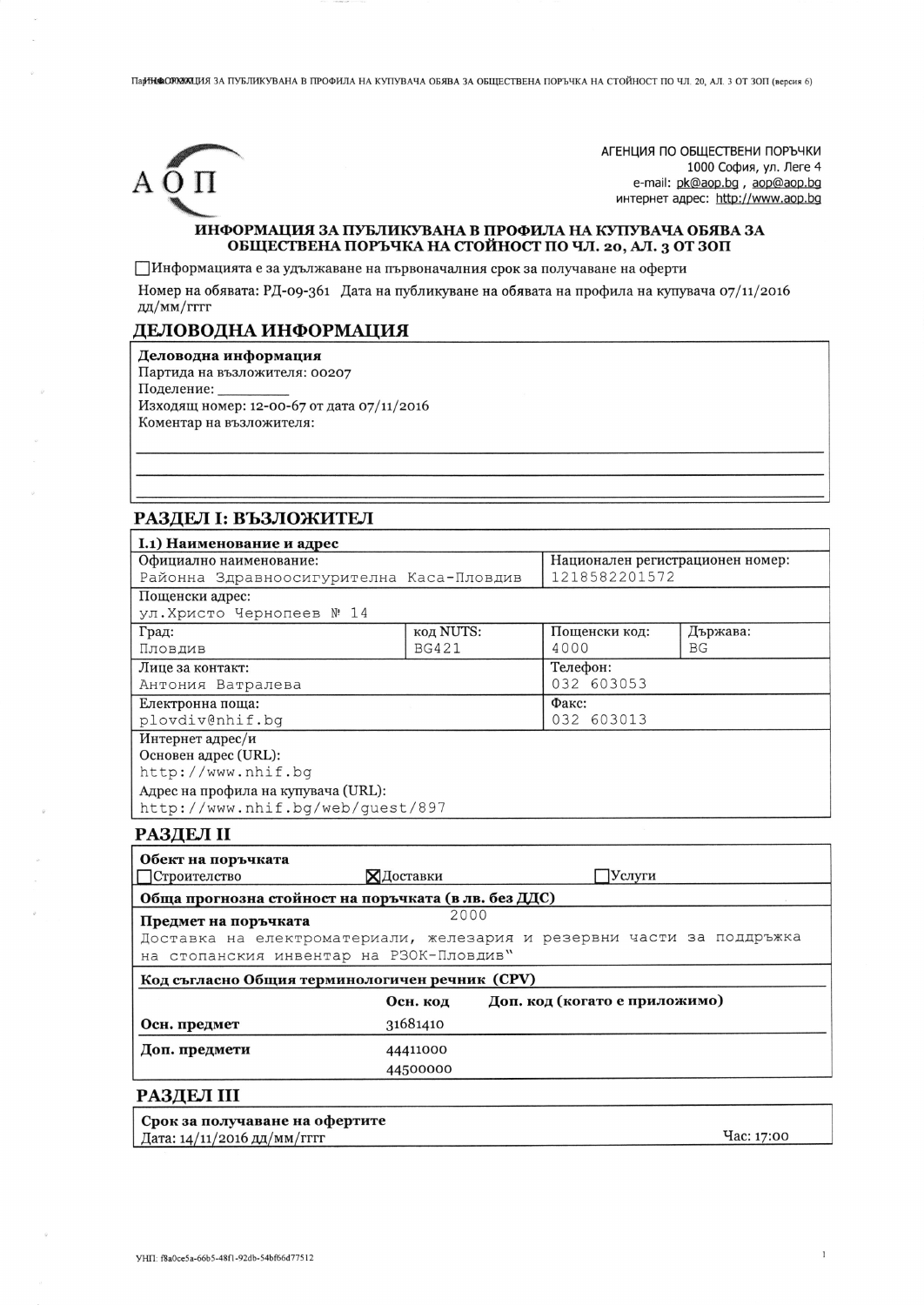АГЕНЦИЯ ПО ОБЩЕСТВЕНИ ПОРЪЧКИ
1000 София, ул. Леге 4
e-mail: pk@aop.bg , aop@aop.bg
интернет адрес: http://www.aop.bg

# ИНФОРМАЦИЯ ЗА ПУБЛИКУВАНА В ПРОФИЛА НА КУПУВАЧА ОБЯВА ЗА ОБЩЕСТВЕНА ПОРЪЧКА НА СТОЙНОСТ ПО ЧЛ. 20, АЛ. 3 ОТ ЗОП

☐ Информацията е за удължаване на първоначалния срок за получаване на оферти

Номер на обявата: РД-09-361 Дата на публикуване на обявата на профила на купувача 07/11/2016 дд/мм/гггг

## ДЕЛОВОДНА ИНФОРМАЦИЯ

**Деловодна информация**
Партида на възложителя: 00207
Поделение: ________
Изходящ номер: 12-00-67 от дата 07/11/2016
Коментар на възложителя:

## РАЗДЕЛ I: ВЪЗЛОЖИТЕЛ

**I.1) Наименование и адрес**

| Официално наименование: | | Национален регистрационен номер: | |
|---|---|---|---|
| Районна Здравноосигурителна Каса-Пловдив | | 1218582201572 | |
| Пощенски адрес: | | | |
| ул.Христо Чернопеев № 14 | | | |
| Град: | код NUTS: | Пощенски код: | Държава: |
| Пловдив | BG421 | 4000 | BG |
| Лице за контакт: | | Телефон: | |
| Антония Ватралева | | 032 603053 | |
| Електронна поща: | | Факс: | |
| plovdiv@nhif.bg | | 032 603013 | |

Интернет адрес/и
Основен адрес (URL):
http://www.nhif.bg
Адрес на профила на купувача (URL):
http://www.nhif.bg/web/guest/897

## РАЗДЕЛ II

**Обект на поръчката**
☐ Строителство ☒ Доставки ☐ Услуги

**Обща прогнозна стойност на поръчката (в лв. без ДДС)**
2000

**Предмет на поръчката**
Доставка на електроматериали, железария и резервни части за поддръжка на стопанския инвентар на РЗОК-Пловдив"

**Код съгласно Общия терминологичен речник (CPV)**

| | Осн. код | Доп. код (когато е приложимо) |
|---|---|---|
| **Осн. предмет** | 31681410 | |
| **Доп. предмети** | 44411000 | |
| | 44500000 | |

## РАЗДЕЛ III

**Срок за получаване на офертите**
Дата: 14/11/2016 дд/мм/гггг Час: 17:00

УНП: f8a0ce5a-66b5-48f1-92db-54bf66d77512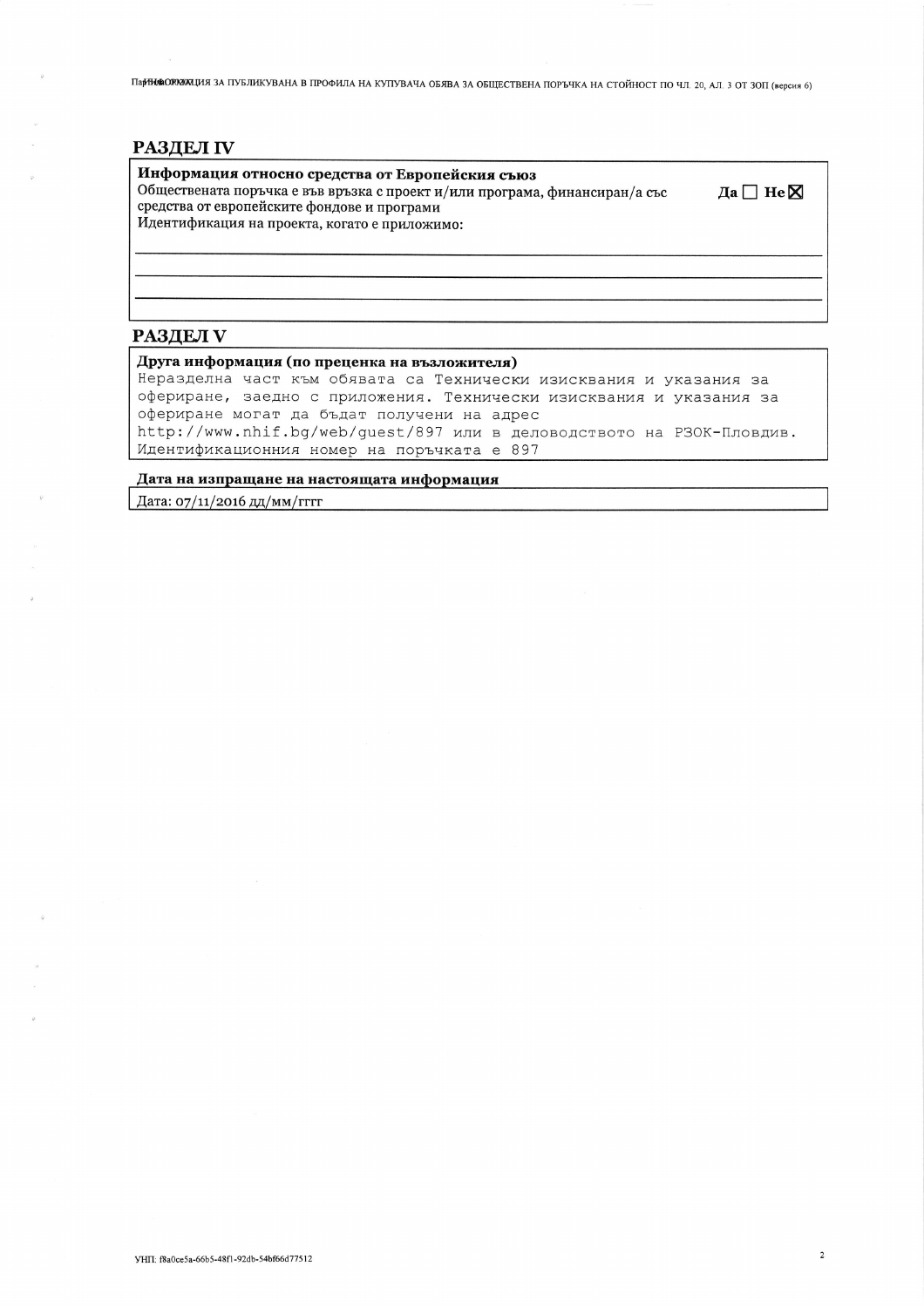## РАЗДЕЛ IV

**Информация относно средства от Европейския съюз**

Обществената поръчка е във връзка с проект и/или програма, финансиран/а със средства от европейските фондове и програми — Да ☐ Не ☒

Идентификация на проекта, когато е приложимо:

## РАЗДЕЛ V

**Друга информация (по преценка на възложителя)**

Неразделна част към обявата са Технически изисквания и указания за офериране, заедно с приложения. Технически изисквания и указания за офериране могат да бъдат получени на адрес http://www.nhif.bg/web/guest/897 или в деловодството на РЗОК-Пловдив. Идентификационния номер на поръчката е 897

**Дата на изпращане на настоящата информация**

Дата: 07/11/2016 дд/мм/гггг

УНП: f8a0ce5a-66b5-48f1-92db-54bf66d77512